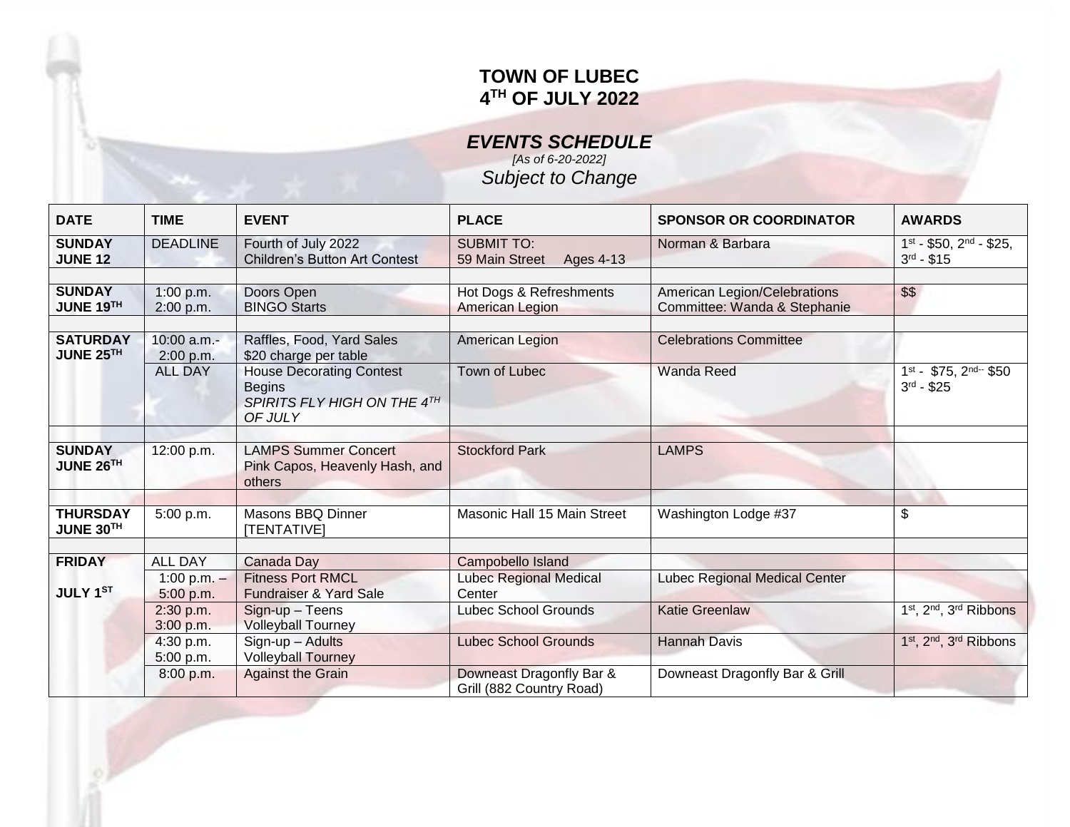# TOWN OF LUBEC
# 4TH OF JULY 2022

## *EVENTS SCHEDULE*

*[As of 6-20-2022]*

*Subject to Change*

| DATE | TIME | EVENT | PLACE | SPONSOR OR COORDINATOR | AWARDS |
|---|---|---|---|---|---|
| **SUNDAY JUNE 12** | DEADLINE | Fourth of July 2022 Children's Button Art Contest | SUBMIT TO: 59 Main Street Ages 4-13 | Norman & Barbara | 1st - $50, 2nd - $25, 3rd - $15 |
| | | | | | |
| **SUNDAY JUNE 19TH** | 1:00 p.m. 2:00 p.m. | Doors Open BINGO Starts | Hot Dogs & Refreshments American Legion | American Legion/Celebrations Committee: Wanda & Stephanie | $$ |
| | | | | | |
| **SATURDAY JUNE 25TH** | 10:00 a.m.- 2:00 p.m. | Raffles, Food, Yard Sales $20 charge per table | American Legion | Celebrations Committee | |
| | ALL DAY | House Decorating Contest Begins *SPIRITS FLY HIGH ON THE 4TH OF JULY* | Town of Lubec | Wanda Reed | 1st - $75, 2nd - $50 3rd - $25 |
| | | | | | |
| **SUNDAY JUNE 26TH** | 12:00 p.m. | LAMPS Summer Concert Pink Capos, Heavenly Hash, and others | Stockford Park | LAMPS | |
| | | | | | |
| **THURSDAY JUNE 30TH** | 5:00 p.m. | Masons BBQ Dinner [TENTATIVE] | Masonic Hall 15 Main Street | Washington Lodge #37 | $ |
| | | | | | |
| **FRIDAY JULY 1ST** | ALL DAY | Canada Day | Campobello Island | | |
| | 1:00 p.m. – 5:00 p.m. | Fitness Port RMCL Fundraiser & Yard Sale | Lubec Regional Medical Center | Lubec Regional Medical Center | |
| | 2:30 p.m. 3:00 p.m. | Sign-up – Teens Volleyball Tourney | Lubec School Grounds | Katie Greenlaw | 1st, 2nd, 3rd Ribbons |
| | 4:30 p.m. 5:00 p.m. | Sign-up – Adults Volleyball Tourney | Lubec School Grounds | Hannah Davis | 1st, 2nd, 3rd Ribbons |
| | 8:00 p.m. | Against the Grain | Downeast Dragonfly Bar & Grill (882 Country Road) | Downeast Dragonfly Bar & Grill | |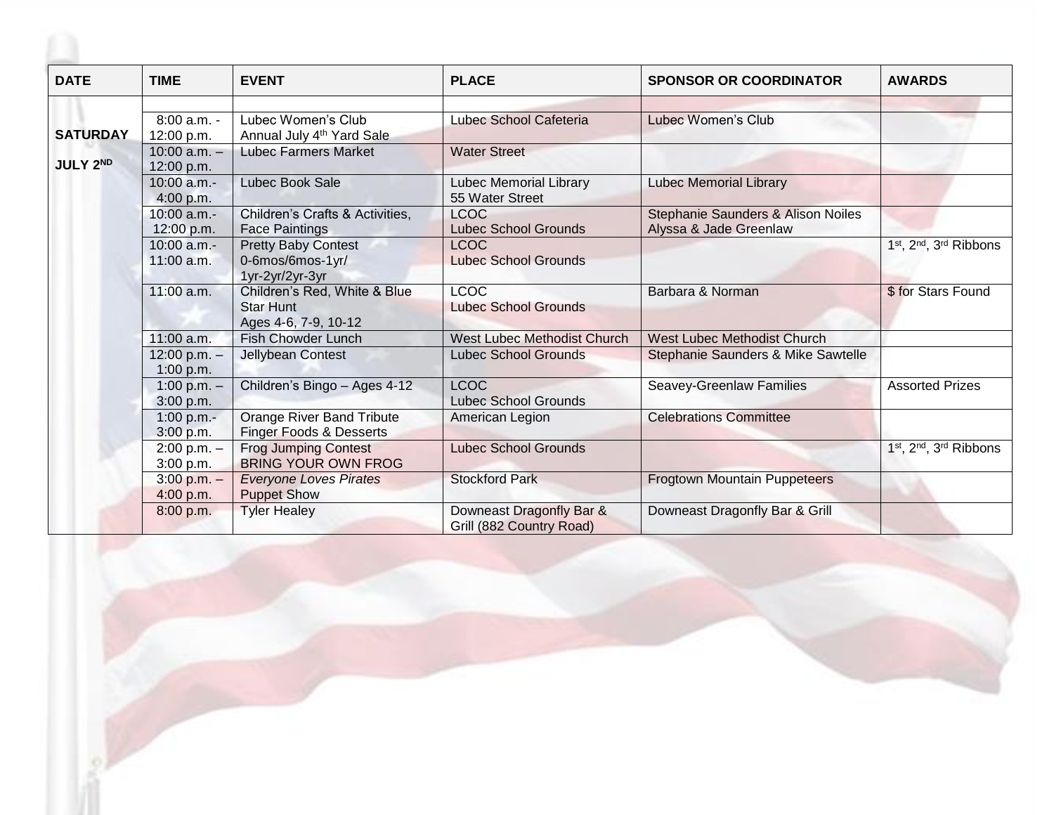| DATE | TIME | EVENT | PLACE | SPONSOR OR COORDINATOR | AWARDS |
|---|---|---|---|---|---|
| | | | | | |
| SATURDAY JULY 2ND | 8:00 a.m. - 12:00 p.m. | Lubec Women's Club Annual July 4th Yard Sale | Lubec School Cafeteria | Lubec Women's Club | |
| | 10:00 a.m. – 12:00 p.m. | Lubec Farmers Market | Water Street | | |
| | 10:00 a.m.- 4:00 p.m. | Lubec Book Sale | Lubec Memorial Library 55 Water Street | Lubec Memorial Library | |
| | 10:00 a.m.- 12:00 p.m. | Children's Crafts & Activities, Face Paintings | LCOC Lubec School Grounds | Stephanie Saunders & Alison Noiles Alyssa & Jade Greenlaw | |
| | 10:00 a.m.- 11:00 a.m. | Pretty Baby Contest 0-6mos/6mos-1yr/ 1yr-2yr/2yr-3yr | LCOC Lubec School Grounds | | 1st, 2nd, 3rd Ribbons |
| | 11:00 a.m. | Children's Red, White & Blue Star Hunt Ages 4-6, 7-9, 10-12 | LCOC Lubec School Grounds | Barbara & Norman | $ for Stars Found |
| | 11:00 a.m. | Fish Chowder Lunch | West Lubec Methodist Church | West Lubec Methodist Church | |
| | 12:00 p.m. – 1:00 p.m. | Jellybean Contest | Lubec School Grounds | Stephanie Saunders & Mike Sawtelle | |
| | 1:00 p.m. – 3:00 p.m. | Children's Bingo – Ages 4-12 | LCOC Lubec School Grounds | Seavey-Greenlaw Families | Assorted Prizes |
| | 1:00 p.m.- 3:00 p.m. | Orange River Band Tribute Finger Foods & Desserts | American Legion | Celebrations Committee | |
| | 2:00 p.m. – 3:00 p.m. | Frog Jumping Contest BRING YOUR OWN FROG | Lubec School Grounds | | 1st, 2nd, 3rd Ribbons |
| | 3:00 p.m. – 4:00 p.m. | *Everyone Loves Pirates* Puppet Show | Stockford Park | Frogtown Mountain Puppeteers | |
| | 8:00 p.m. | Tyler Healey | Downeast Dragonfly Bar & Grill (882 Country Road) | Downeast Dragonfly Bar & Grill | |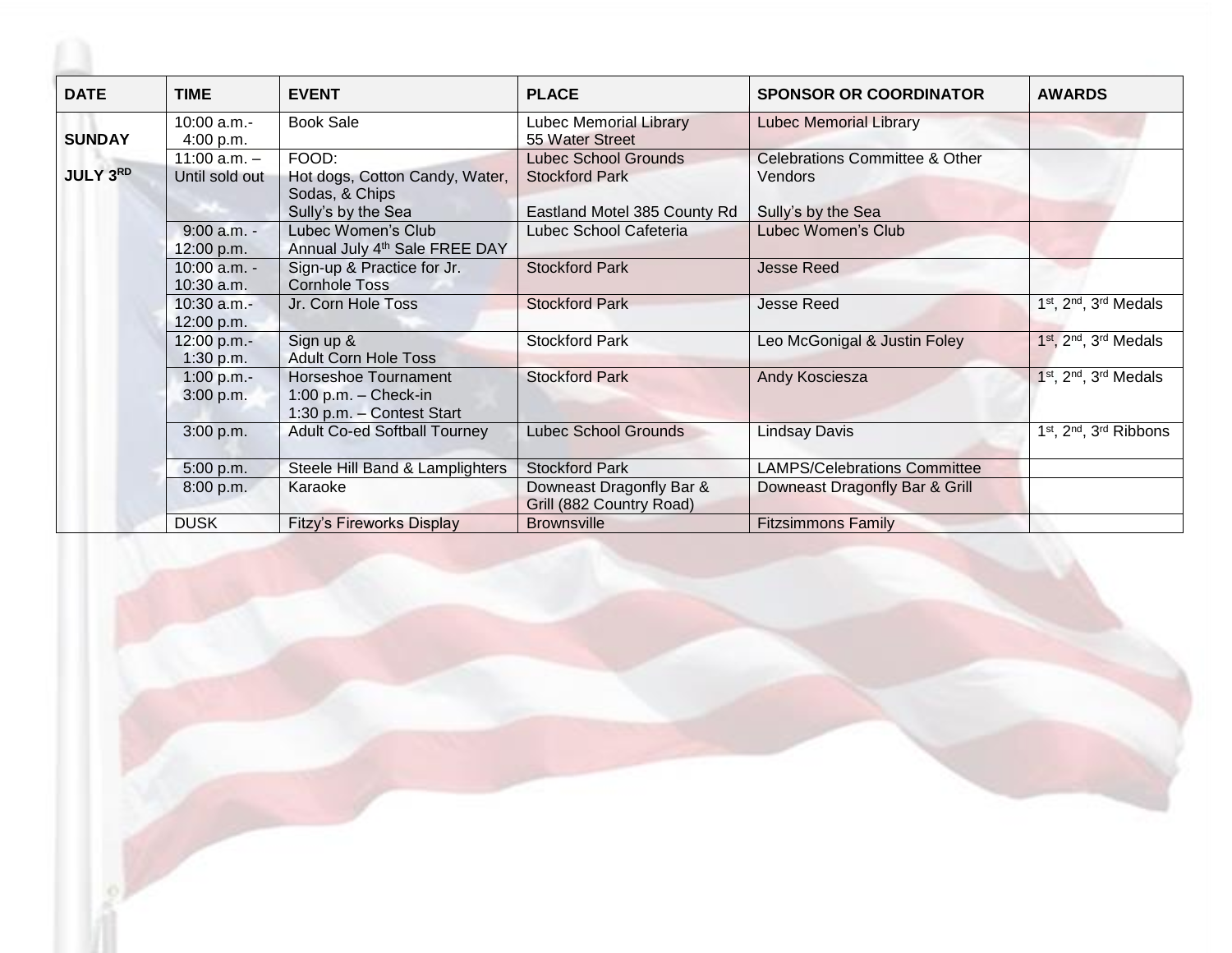| DATE | TIME | EVENT | PLACE | SPONSOR OR COORDINATOR | AWARDS |
|---|---|---|---|---|---|
| SUNDAY JULY 3RD | 10:00 a.m.- 4:00 p.m. | Book Sale | Lubec Memorial Library 55 Water Street | Lubec Memorial Library | |
| | 11:00 a.m. – Until sold out | FOOD: Hot dogs, Cotton Candy, Water, Sodas, & Chips Sully's by the Sea | Lubec School Grounds Stockford Park Eastland Motel 385 County Rd | Celebrations Committee & Other Vendors Sully's by the Sea | |
| | 9:00 a.m. - 12:00 p.m. | Lubec Women's Club Annual July 4th Sale FREE DAY | Lubec School Cafeteria | Lubec Women's Club | |
| | 10:00 a.m. - 10:30 a.m. | Sign-up & Practice for Jr. Cornhole Toss | Stockford Park | Jesse Reed | |
| | 10:30 a.m.- 12:00 p.m. | Jr. Corn Hole Toss | Stockford Park | Jesse Reed | 1st, 2nd, 3rd Medals |
| | 12:00 p.m.- 1:30 p.m. | Sign up & Adult Corn Hole Toss | Stockford Park | Leo McGonigal & Justin Foley | 1st, 2nd, 3rd Medals |
| | 1:00 p.m.- 3:00 p.m. | Horseshoe Tournament 1:00 p.m. – Check-in 1:30 p.m. – Contest Start | Stockford Park | Andy Kosciesza | 1st, 2nd, 3rd Medals |
| | 3:00 p.m. | Adult Co-ed Softball Tourney | Lubec School Grounds | Lindsay Davis | 1st, 2nd, 3rd Ribbons |
| | 5:00 p.m. | Steele Hill Band & Lamplighters | Stockford Park | LAMPS/Celebrations Committee | |
| | 8:00 p.m. | Karaoke | Downeast Dragonfly Bar & Grill (882 Country Road) | Downeast Dragonfly Bar & Grill | |
| | DUSK | Fitzy's Fireworks Display | Brownsville | Fitzsimmons Family | |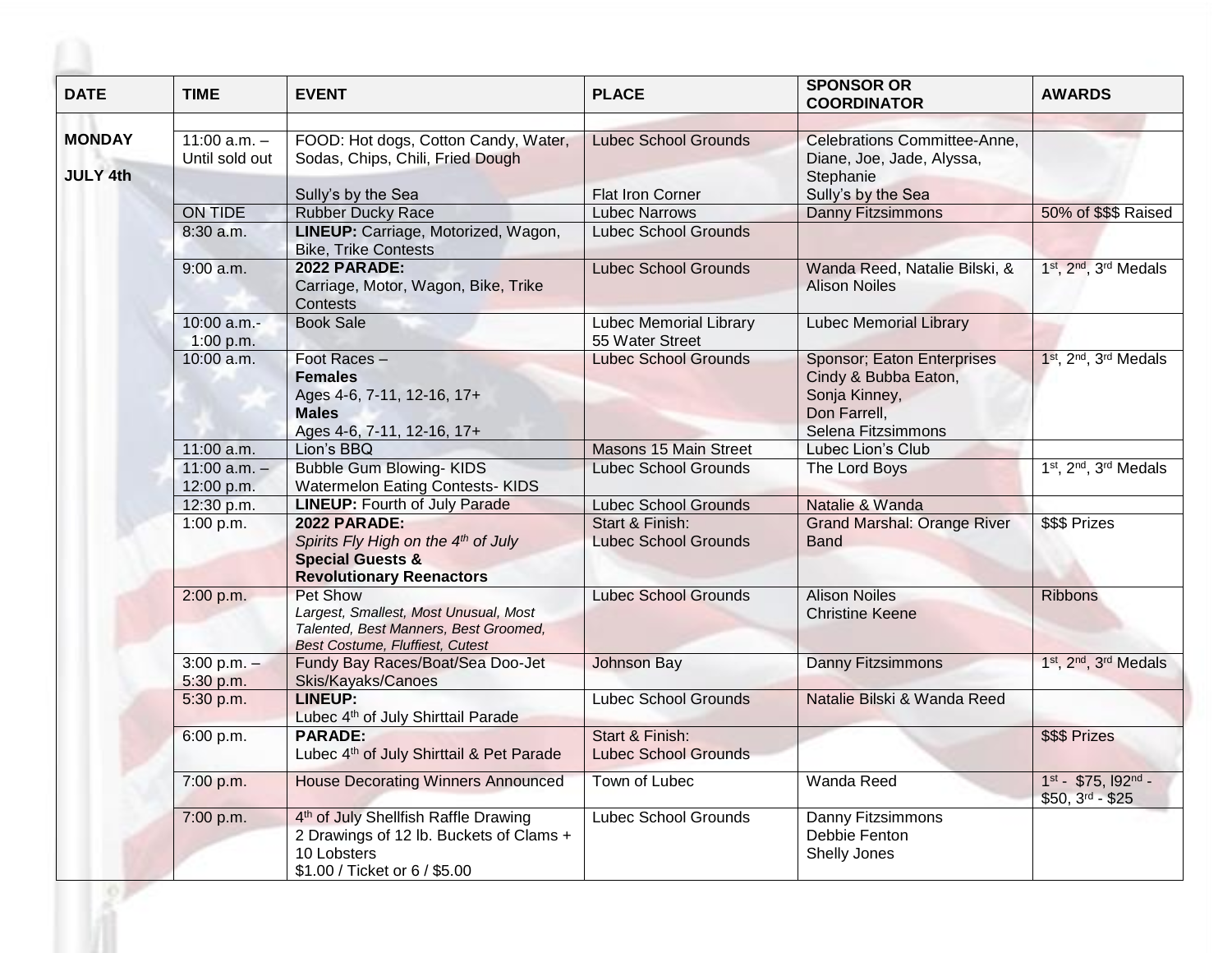| DATE | TIME | EVENT | PLACE | SPONSOR OR COORDINATOR | AWARDS |
|---|---|---|---|---|---|
| | | | | | |
| **MONDAY**<br><br>**JULY 4th** | 11:00 a.m. – Until sold out | FOOD: Hot dogs, Cotton Candy, Water, Sodas, Chips, Chili, Fried Dough<br><br>Sully's by the Sea | Lubec School Grounds<br><br><br>Flat Iron Corner | Celebrations Committee-Anne, Diane, Joe, Jade, Alyssa, Stephanie<br>Sully's by the Sea | |
| | ON TIDE | Rubber Ducky Race | Lubec Narrows | Danny Fitzsimmons | 50% of $$$ Raised |
| | 8:30 a.m. | **LINEUP:** Carriage, Motorized, Wagon, Bike, Trike Contests | Lubec School Grounds | | |
| | 9:00 a.m. | **2022 PARADE:**<br>Carriage, Motor, Wagon, Bike, Trike Contests | Lubec School Grounds | Wanda Reed, Natalie Bilski, & Alison Noiles | 1st, 2nd, 3rd Medals |
| | 10:00 a.m.- 1:00 p.m. | Book Sale | Lubec Memorial Library<br>55 Water Street | Lubec Memorial Library | |
| | 10:00 a.m. | Foot Races –<br>**Females**<br>Ages 4-6, 7-11, 12-16, 17+<br>**Males**<br>Ages 4-6, 7-11, 12-16, 17+ | Lubec School Grounds | Sponsor; Eaton Enterprises<br>Cindy & Bubba Eaton,<br>Sonja Kinney,<br>Don Farrell,<br>Selena Fitzsimmons | 1st, 2nd, 3rd Medals |
| | 11:00 a.m. | Lion's BBQ | Masons 15 Main Street | Lubec Lion's Club | |
| | 11:00 a.m. – 12:00 p.m. | Bubble Gum Blowing- KIDS<br>Watermelon Eating Contests- KIDS | Lubec School Grounds | The Lord Boys | 1st, 2nd, 3rd Medals |
| | 12:30 p.m. | **LINEUP:** Fourth of July Parade | Lubec School Grounds | Natalie & Wanda | |
| | 1:00 p.m. | **2022 PARADE:**<br>*Spirits Fly High on the 4th of July*<br>**Special Guests &**<br>**Revolutionary Reenactors** | Start & Finish:<br>Lubec School Grounds | Grand Marshal: Orange River Band | $$$ Prizes |
| | 2:00 p.m. | Pet Show<br>*Largest, Smallest, Most Unusual, Most Talented, Best Manners, Best Groomed, Best Costume, Fluffiest, Cutest* | Lubec School Grounds | Alison Noiles<br>Christine Keene | Ribbons |
| | 3:00 p.m. – 5:30 p.m. | Fundy Bay Races/Boat/Sea Doo-Jet Skis/Kayaks/Canoes | Johnson Bay | Danny Fitzsimmons | 1st, 2nd, 3rd Medals |
| | 5:30 p.m. | **LINEUP:**<br>Lubec 4th of July Shirttail Parade | Lubec School Grounds | Natalie Bilski & Wanda Reed | |
| | 6:00 p.m. | **PARADE:**<br>Lubec 4th of July Shirttail & Pet Parade | Start & Finish:<br>Lubec School Grounds | | $$$ Prizes |
| | 7:00 p.m. | House Decorating Winners Announced | Town of Lubec | Wanda Reed | 1st - $75, l92nd - $50, 3rd - $25 |
| | 7:00 p.m. | 4th of July Shellfish Raffle Drawing<br>2 Drawings of 12 lb. Buckets of Clams + 10 Lobsters<br>$1.00 / Ticket or 6 / $5.00 | Lubec School Grounds | Danny Fitzsimmons<br>Debbie Fenton<br>Shelly Jones | |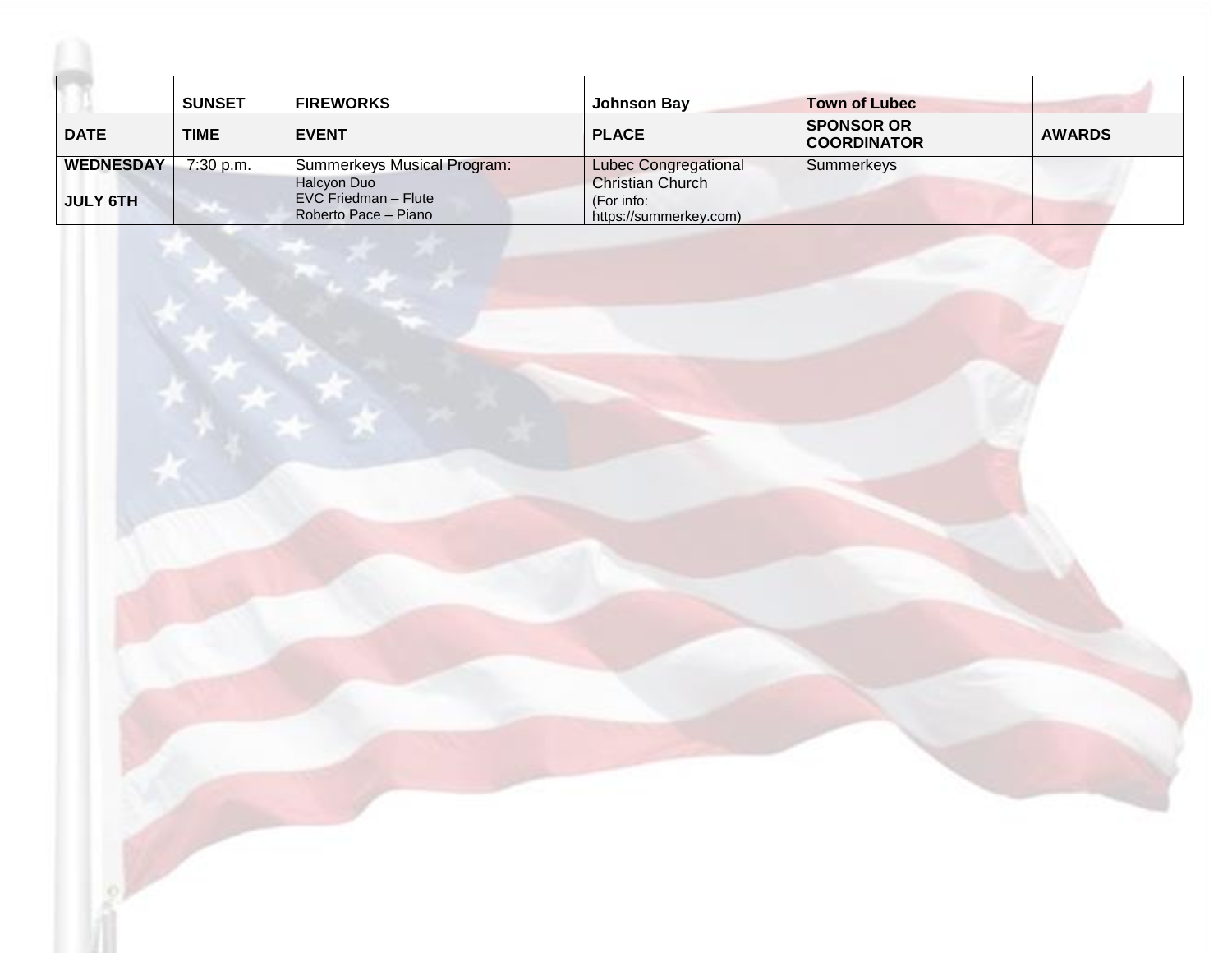| | SUNSET | FIREWORKS | Johnson Bay | Town of Lubec | |
|---|---|---|---|---|---|
| **DATE** | **TIME** | **EVENT** | **PLACE** | **SPONSOR OR COORDINATOR** | **AWARDS** |
| **WEDNESDAY**<br><br>**JULY 6TH** | 7:30 p.m. | Summerkeys Musical Program:<br>Halcyon Duo<br>EVC Friedman – Flute<br>Roberto Pace – Piano | Lubec Congregational Christian Church<br>(For info: https://summerkey.com) | Summerkeys | |